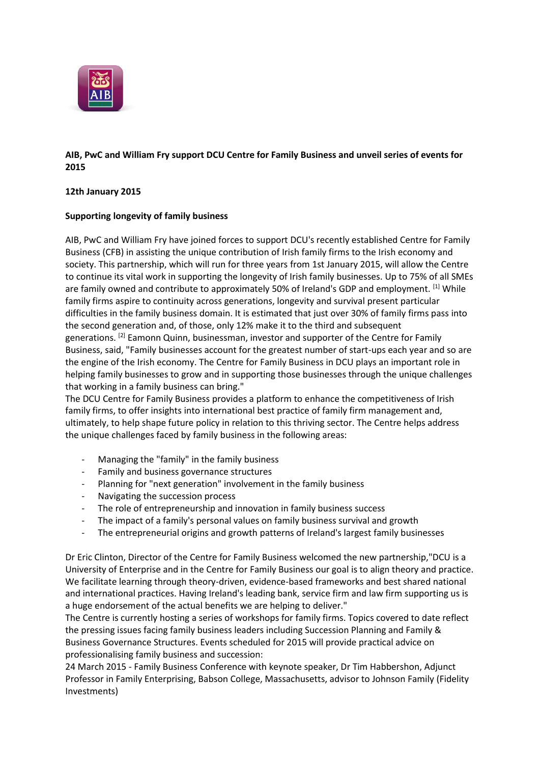**AIB, PwC and William Fry support DCU Centre for Family Business and unveil series of events for 2015**

**12th January 2015**

**Supporting longevity of family business**

AIB, PwC and William Fry have joined forces to support DCU's recently established Centre for Family Business (CFB) in assisting the unique contribution of Irish family firms to the Irish economy and society. This partnership, which will run for three years from 1st January 2015, will allow the Centre to continue its vital work in supporting the longevity of Irish family businesses. Up to 75% of all SMEs are family owned and contribute to approximately 50% of Ireland's GDP and employment. [1] While family firms aspire to continuity across generations, longevity and survival present particular difficulties in the family business domain. It is estimated that just over 30% of family firms pass into the second generation and, of those, only 12% make it to the third and subsequent generations. [2] Eamonn Quinn, businessman, investor and supporter of the Centre for Family Business, said, "Family businesses account for the greatest number of start-ups each year and so are the engine of the Irish economy. The Centre for Family Business in DCU plays an important role in helping family businesses to grow and in supporting those businesses through the unique challenges that working in a family business can bring."

The DCU Centre for Family Business provides a platform to enhance the competitiveness of Irish family firms, to offer insights into international best practice of family firm management and, ultimately, to help shape future policy in relation to this thriving sector. The Centre helps address the unique challenges faced by family business in the following areas:

- Managing the "family" in the family business
- Family and business governance structures
- Planning for "next generation" involvement in the family business
- Navigating the succession process
- The role of entrepreneurship and innovation in family business success
- The impact of a family's personal values on family business survival and growth
- The entrepreneurial origins and growth patterns of Ireland's largest family businesses

Dr Eric Clinton, Director of the Centre for Family Business welcomed the new partnership,"DCU is a University of Enterprise and in the Centre for Family Business our goal is to align theory and practice. We facilitate learning through theory-driven, evidence-based frameworks and best shared national and international practices. Having Ireland's leading bank, service firm and law firm supporting us is a huge endorsement of the actual benefits we are helping to deliver."

The Centre is currently hosting a series of workshops for family firms. Topics covered to date reflect the pressing issues facing family business leaders including Succession Planning and Family & Business Governance Structures. Events scheduled for 2015 will provide practical advice on professionalising family business and succession:

24 March 2015 - Family Business Conference with keynote speaker, Dr Tim Habbershon, Adjunct Professor in Family Enterprising, Babson College, Massachusetts, advisor to Johnson Family (Fidelity Investments)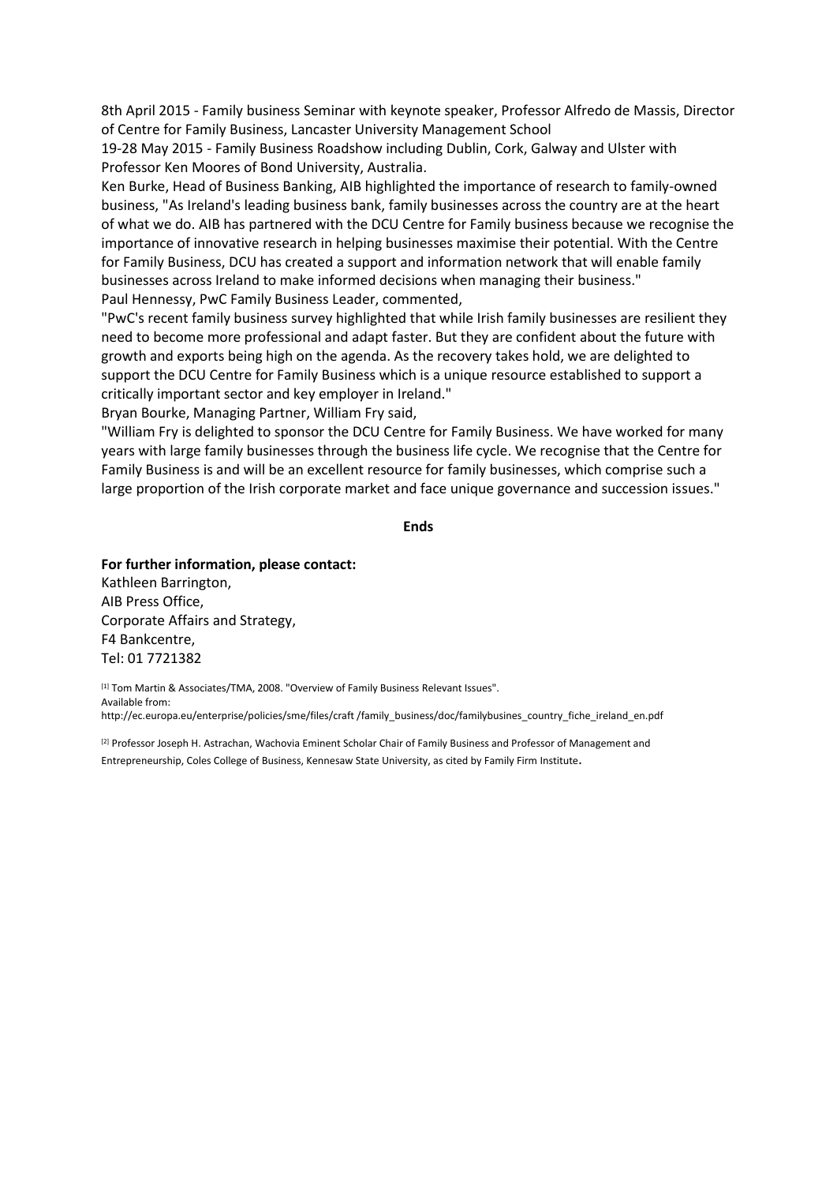8th April 2015 - Family business Seminar with keynote speaker, Professor Alfredo de Massis, Director of Centre for Family Business, Lancaster University Management School

19-28 May 2015 - Family Business Roadshow including Dublin, Cork, Galway and Ulster with Professor Ken Moores of Bond University, Australia.

Ken Burke, Head of Business Banking, AIB highlighted the importance of research to family-owned business, "As Ireland's leading business bank, family businesses across the country are at the heart of what we do. AIB has partnered with the DCU Centre for Family business because we recognise the importance of innovative research in helping businesses maximise their potential. With the Centre for Family Business, DCU has created a support and information network that will enable family businesses across Ireland to make informed decisions when managing their business."

Paul Hennessy, PwC Family Business Leader, commented,

"PwC's recent family business survey highlighted that while Irish family businesses are resilient they need to become more professional and adapt faster. But they are confident about the future with growth and exports being high on the agenda. As the recovery takes hold, we are delighted to support the DCU Centre for Family Business which is a unique resource established to support a critically important sector and key employer in Ireland."

Bryan Bourke, Managing Partner, William Fry said,

"William Fry is delighted to sponsor the DCU Centre for Family Business. We have worked for many years with large family businesses through the business life cycle. We recognise that the Centre for Family Business is and will be an excellent resource for family businesses, which comprise such a large proportion of the Irish corporate market and face unique governance and succession issues."

**Ends**

**For further information, please contact:**

Kathleen Barrington,
AIB Press Office,
Corporate Affairs and Strategy,
F4 Bankcentre,
Tel: 01 7721382

[1] Tom Martin & Associates/TMA, 2008. "Overview of Family Business Relevant Issues".
Available from:
http://ec.europa.eu/enterprise/policies/sme/files/craft /family_business/doc/familybusines_country_fiche_ireland_en.pdf

[2] Professor Joseph H. Astrachan, Wachovia Eminent Scholar Chair of Family Business and Professor of Management and Entrepreneurship, Coles College of Business, Kennesaw State University, as cited by Family Firm Institute.